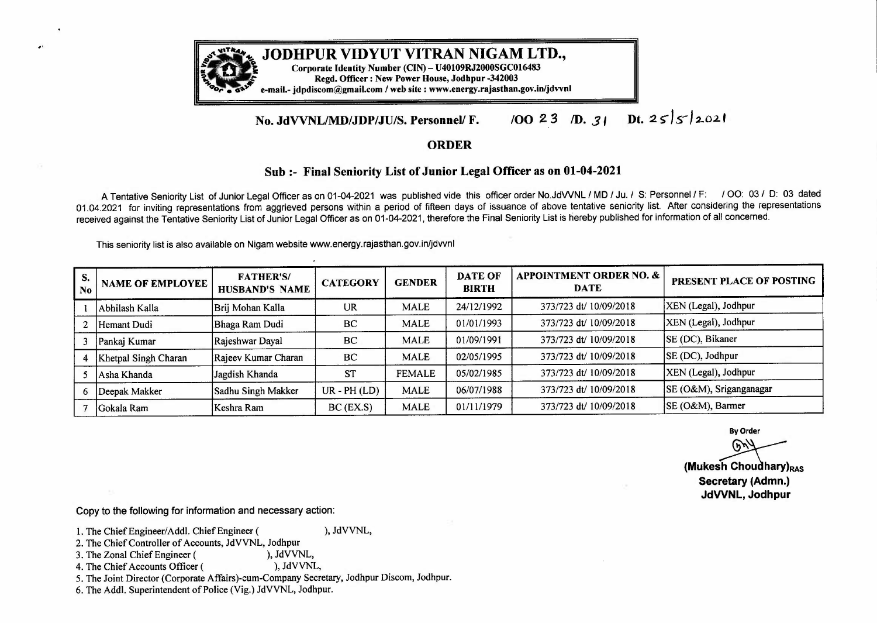# JODHPUR VIDYUT VITRAN NIGAM LTD.,

**Corporate Identity Number (CIN) – U40109RJ2000SGC016483**
**Regd. Officer : New Power House, Jodhpur -342003**
**e-mail.- jdpdiscom@gmail.com / web site : www.energy.rajasthan.gov.in/jdvvnl**

**No. JdVVNL/MD/JDP/JU/S. Personnel/ F. /OO 23 /D. 31 Dt. 25/5/2021**

## ORDER

### Sub :- Final Seniority List of Junior Legal Officer as on 01-04-2021

A Tentative Seniority List of Junior Legal Officer as on 01-04-2021 was published vide this officer order No.JdVVNL / MD / Ju. / S: Personnel / F: / OO: 03 / D: 03 dated 01.04.2021 for inviting representations from aggrieved persons within a period of fifteen days of issuance of above tentative seniority list. After considering the representations received against the Tentative Seniority List of Junior Legal Officer as on 01-04-2021, therefore the Final Seniority List is hereby published for information of all concerned.

This seniority list is also available on Nigam website www.energy.rajasthan.gov.in/jdvvnl

| S. No | NAME OF EMPLOYEE | FATHER'S/ HUSBAND'S NAME | CATEGORY | GENDER | DATE OF BIRTH | APPOINTMENT ORDER NO. & DATE | PRESENT PLACE OF POSTING |
|---|---|---|---|---|---|---|---|
| 1 | Abhilash Kalla | Brij Mohan Kalla | UR | MALE | 24/12/1992 | 373/723 dt/ 10/09/2018 | XEN (Legal), Jodhpur |
| 2 | Hemant Dudi | Bhaga Ram Dudi | BC | MALE | 01/01/1993 | 373/723 dt/ 10/09/2018 | XEN (Legal), Jodhpur |
| 3 | Pankaj Kumar | Rajeshwar Dayal | BC | MALE | 01/09/1991 | 373/723 dt/ 10/09/2018 | SE (DC), Bikaner |
| 4 | Khetpal Singh Charan | Rajeev Kumar Charan | BC | MALE | 02/05/1995 | 373/723 dt/ 10/09/2018 | SE (DC), Jodhpur |
| 5 | Asha Khanda | Jagdish Khanda | ST | FEMALE | 05/02/1985 | 373/723 dt/ 10/09/2018 | XEN (Legal), Jodhpur |
| 6 | Deepak Makker | Sadhu Singh Makker | UR - PH (LD) | MALE | 06/07/1988 | 373/723 dt/ 10/09/2018 | SE (O&M), Sriganganagar |
| 7 | Gokala Ram | Keshra Ram | BC (EX.S) | MALE | 01/11/1979 | 373/723 dt/ 10/09/2018 | SE (O&M), Barmer |

By Order

**(Mukesh Choudhary)RAS**
**Secretary (Admn.)**
**JdVVNL, Jodhpur**

Copy to the following for information and necessary action:

1. The Chief Engineer/Addl. Chief Engineer ( ), JdVVNL,
2. The Chief Controller of Accounts, JdVVNL, Jodhpur
3. The Zonal Chief Engineer ( ), JdVVNL,
4. The Chief Accounts Officer ( ), JdVVNL,
5. The Joint Director (Corporate Affairs)-cum-Company Secretary, Jodhpur Discom, Jodhpur.
6. The Addl. Superintendent of Police (Vig.) JdVVNL, Jodhpur.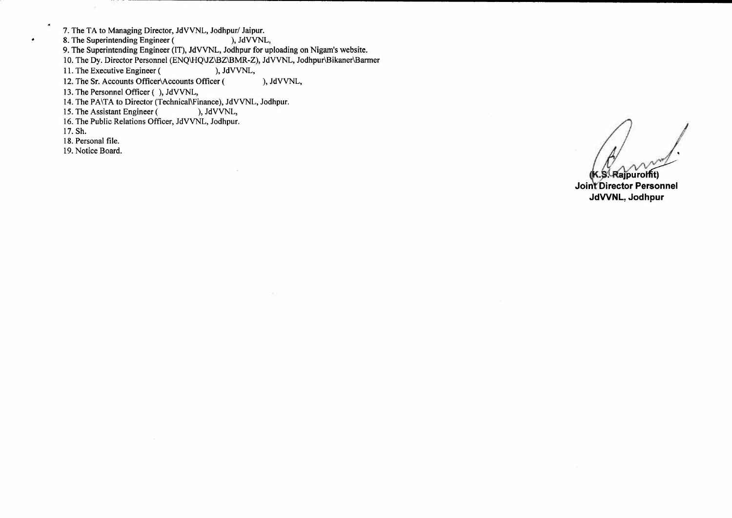7. The TA to Managing Director, JdVVNL, Jodhpur/ Jaipur.
8. The Superintending Engineer ( ), JdVVNL,
9. The Superintending Engineer (IT), JdVVNL, Jodhpur for uploading on Nigam's website.
10. The Dy. Director Personnel (ENQ\HQ\JZ\BZ\BMR-Z), JdVVNL, Jodhpur\Bikaner\Barmer
11. The Executive Engineer ( ), JdVVNL,
12. The Sr. Accounts Officer\Accounts Officer ( ), JdVVNL,
13. The Personnel Officer ( ), JdVVNL,
14. The PA\TA to Director (Technical\Finance), JdVVNL, Jodhpur.
15. The Assistant Engineer ( ), JdVVNL,
16. The Public Relations Officer, JdVVNL, Jodhpur.
17. Sh.
18. Personal file.
19. Notice Board.

(K.S. Rajpurohit)
**Joint Director Personnel**
**JdVVNL, Jodhpur**